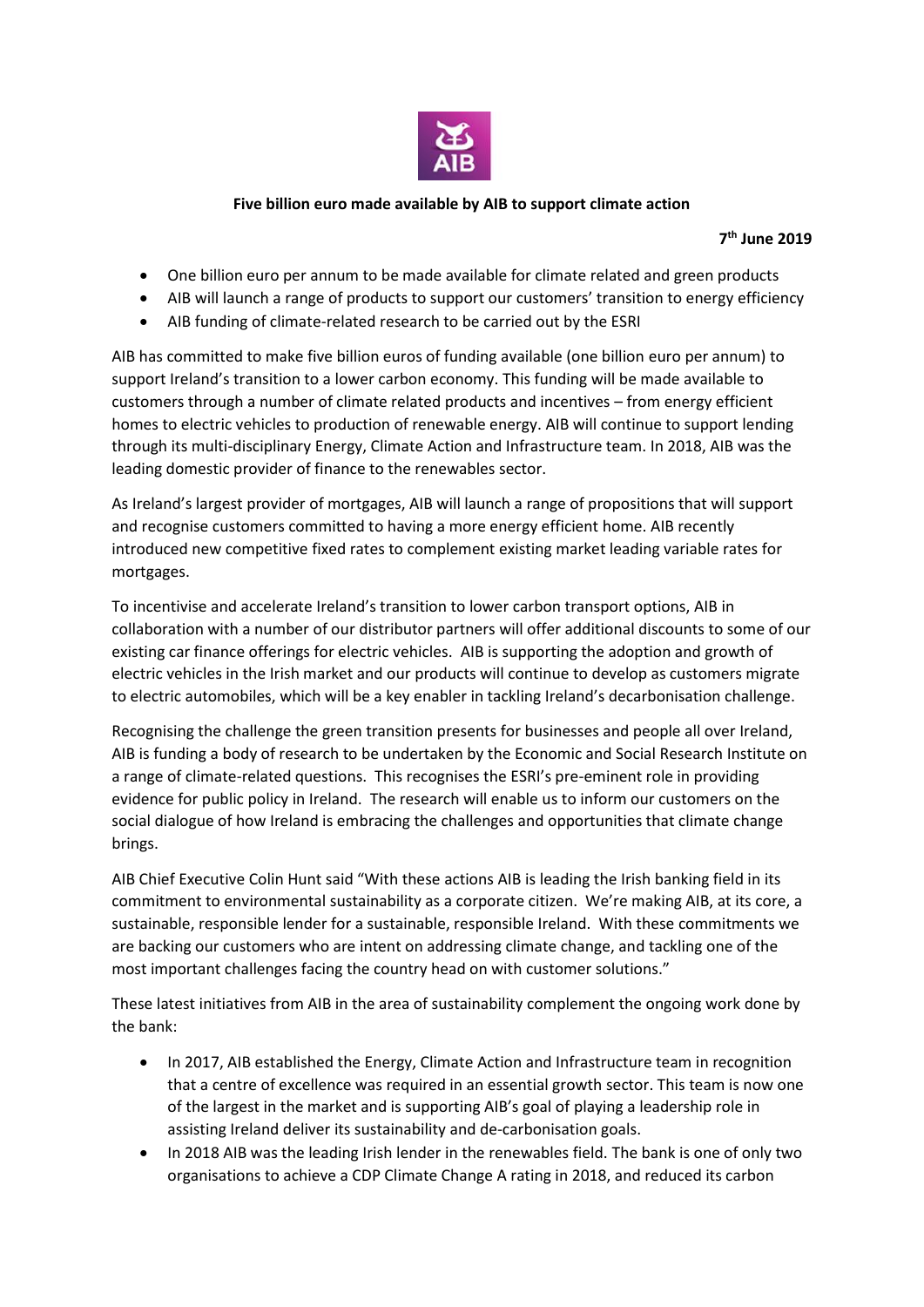**Five billion euro made available by AIB to support climate action**

**7th June 2019**

- One billion euro per annum to be made available for climate related and green products
- AIB will launch a range of products to support our customers' transition to energy efficiency
- AIB funding of climate-related research to be carried out by the ESRI

AIB has committed to make five billion euros of funding available (one billion euro per annum) to support Ireland's transition to a lower carbon economy. This funding will be made available to customers through a number of climate related products and incentives – from energy efficient homes to electric vehicles to production of renewable energy. AIB will continue to support lending through its multi-disciplinary Energy, Climate Action and Infrastructure team. In 2018, AIB was the leading domestic provider of finance to the renewables sector.

As Ireland's largest provider of mortgages, AIB will launch a range of propositions that will support and recognise customers committed to having a more energy efficient home. AIB recently introduced new competitive fixed rates to complement existing market leading variable rates for mortgages.

To incentivise and accelerate Ireland's transition to lower carbon transport options, AIB in collaboration with a number of our distributor partners will offer additional discounts to some of our existing car finance offerings for electric vehicles. AIB is supporting the adoption and growth of electric vehicles in the Irish market and our products will continue to develop as customers migrate to electric automobiles, which will be a key enabler in tackling Ireland's decarbonisation challenge.

Recognising the challenge the green transition presents for businesses and people all over Ireland, AIB is funding a body of research to be undertaken by the Economic and Social Research Institute on a range of climate-related questions. This recognises the ESRI's pre-eminent role in providing evidence for public policy in Ireland. The research will enable us to inform our customers on the social dialogue of how Ireland is embracing the challenges and opportunities that climate change brings.

AIB Chief Executive Colin Hunt said "With these actions AIB is leading the Irish banking field in its commitment to environmental sustainability as a corporate citizen. We're making AIB, at its core, a sustainable, responsible lender for a sustainable, responsible Ireland. With these commitments we are backing our customers who are intent on addressing climate change, and tackling one of the most important challenges facing the country head on with customer solutions."

These latest initiatives from AIB in the area of sustainability complement the ongoing work done by the bank:

- In 2017, AIB established the Energy, Climate Action and Infrastructure team in recognition that a centre of excellence was required in an essential growth sector. This team is now one of the largest in the market and is supporting AIB's goal of playing a leadership role in assisting Ireland deliver its sustainability and de-carbonisation goals.
- In 2018 AIB was the leading Irish lender in the renewables field. The bank is one of only two organisations to achieve a CDP Climate Change A rating in 2018, and reduced its carbon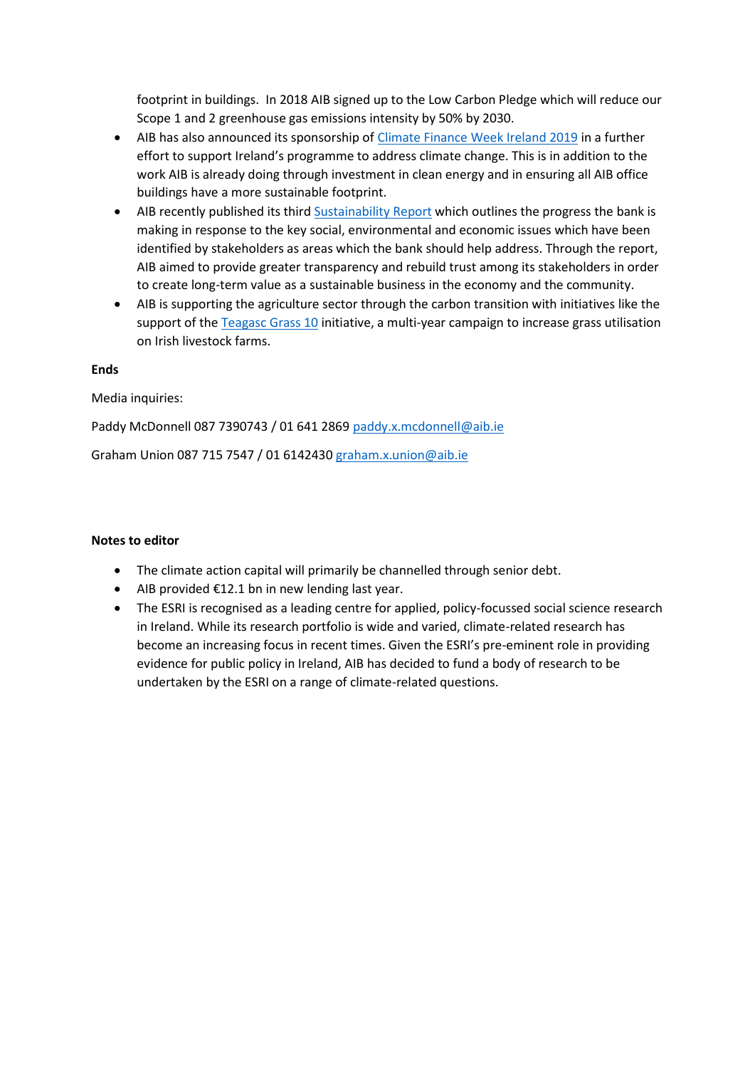footprint in buildings. In 2018 AIB signed up to the Low Carbon Pledge which will reduce our Scope 1 and 2 greenhouse gas emissions intensity by 50% by 2030.

- AIB has also announced its sponsorship of Climate Finance Week Ireland 2019 in a further effort to support Ireland's programme to address climate change. This is in addition to the work AIB is already doing through investment in clean energy and in ensuring all AIB office buildings have a more sustainable footprint.
- AIB recently published its third Sustainability Report which outlines the progress the bank is making in response to the key social, environmental and economic issues which have been identified by stakeholders as areas which the bank should help address. Through the report, AIB aimed to provide greater transparency and rebuild trust among its stakeholders in order to create long-term value as a sustainable business in the economy and the community.
- AIB is supporting the agriculture sector through the carbon transition with initiatives like the support of the Teagasc Grass 10 initiative, a multi-year campaign to increase grass utilisation on Irish livestock farms.

**Ends**

Media inquiries:

Paddy McDonnell 087 7390743 / 01 641 2869 paddy.x.mcdonnell@aib.ie

Graham Union 087 715 7547 / 01 6142430 graham.x.union@aib.ie

**Notes to editor**

- The climate action capital will primarily be channelled through senior debt.
- AIB provided €12.1 bn in new lending last year.
- The ESRI is recognised as a leading centre for applied, policy-focussed social science research in Ireland. While its research portfolio is wide and varied, climate-related research has become an increasing focus in recent times. Given the ESRI's pre-eminent role in providing evidence for public policy in Ireland, AIB has decided to fund a body of research to be undertaken by the ESRI on a range of climate-related questions.